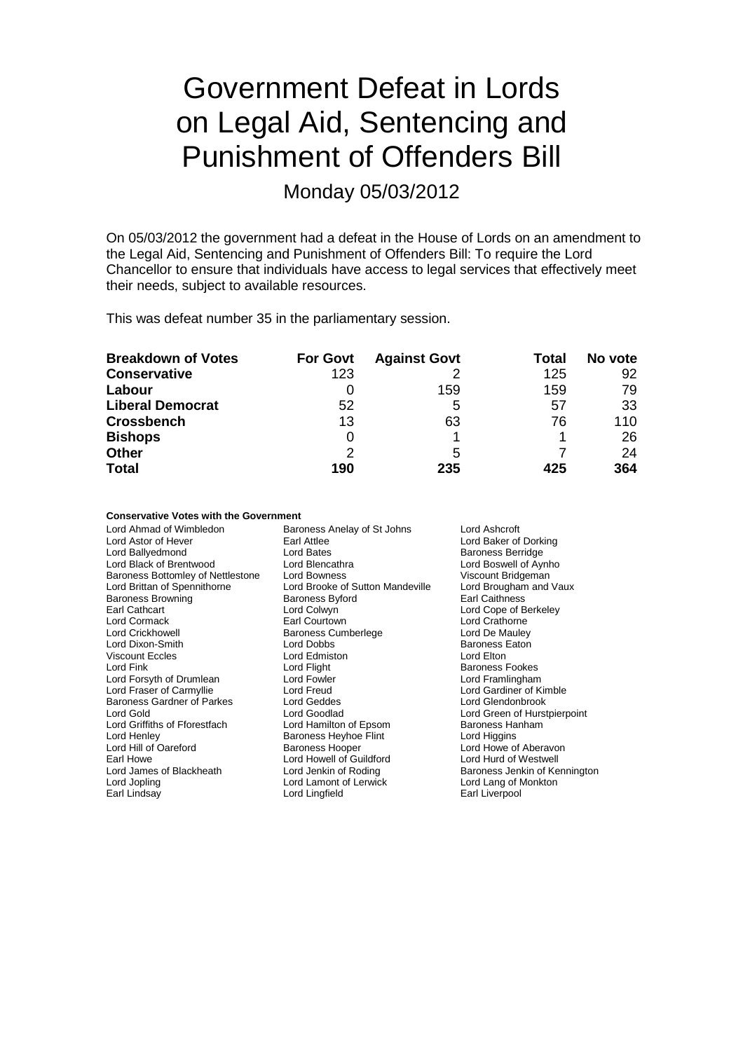# Government Defeat in Lords on Legal Aid, Sentencing and Punishment of Offenders Bill

Monday 05/03/2012

On 05/03/2012 the government had a defeat in the House of Lords on an amendment to the Legal Aid, Sentencing and Punishment of Offenders Bill: To require the Lord Chancellor to ensure that individuals have access to legal services that effectively meet their needs, subject to available resources.

This was defeat number 35 in the parliamentary session.

| Breakdown of Votes | For Govt | Against Govt | Total | No vote |
|---|---|---|---|---|
| **Conservative** | 123 | 2 | 125 | 92 |
| **Labour** | 0 | 159 | 159 | 79 |
| **Liberal Democrat** | 52 | 5 | 57 | 33 |
| **Crossbench** | 13 | 63 | 76 | 110 |
| **Bishops** | 0 | 1 | 1 | 26 |
| **Other** | 2 | 5 | 7 | 24 |
| **Total** | **190** | **235** | **425** | **364** |

**Conservative Votes with the Government**

Lord Ahmad of Wimbledon
Baroness Anelay of St Johns
Lord Ashcroft
Lord Astor of Hever
Earl Attlee
Lord Baker of Dorking
Lord Ballyedmond
Lord Bates
Baroness Berridge
Lord Black of Brentwood
Lord Blencathra
Lord Boswell of Aynho
Baroness Bottomley of Nettlestone
Lord Bowness
Viscount Bridgeman
Lord Brittan of Spennithorne
Lord Brooke of Sutton Mandeville
Lord Brougham and Vaux
Baroness Browning
Baroness Byford
Earl Caithness
Earl Cathcart
Lord Colwyn
Lord Cope of Berkeley
Lord Cormack
Earl Courtown
Lord Crathorne
Lord Crickhowell
Baroness Cumberlege
Lord De Mauley
Lord Dixon-Smith
Lord Dobbs
Baroness Eaton
Viscount Eccles
Lord Edmiston
Lord Elton
Lord Fink
Lord Flight
Baroness Fookes
Lord Forsyth of Drumlean
Lord Fowler
Lord Framlingham
Lord Fraser of Carmyllie
Lord Freud
Lord Gardiner of Kimble
Baroness Gardner of Parkes
Lord Geddes
Lord Glendonbrook
Lord Gold
Lord Goodlad
Lord Green of Hurstpierpoint
Lord Griffiths of Fforestfach
Lord Hamilton of Epsom
Baroness Hanham
Lord Henley
Baroness Heyhoe Flint
Lord Higgins
Lord Hill of Oareford
Baroness Hooper
Lord Howe of Aberavon
Earl Howe
Lord Howell of Guildford
Lord Hurd of Westwell
Lord James of Blackheath
Lord Jenkin of Roding
Baroness Jenkin of Kennington
Lord Jopling
Lord Lamont of Lerwick
Lord Lang of Monkton
Earl Lindsay
Lord Lingfield
Earl Liverpool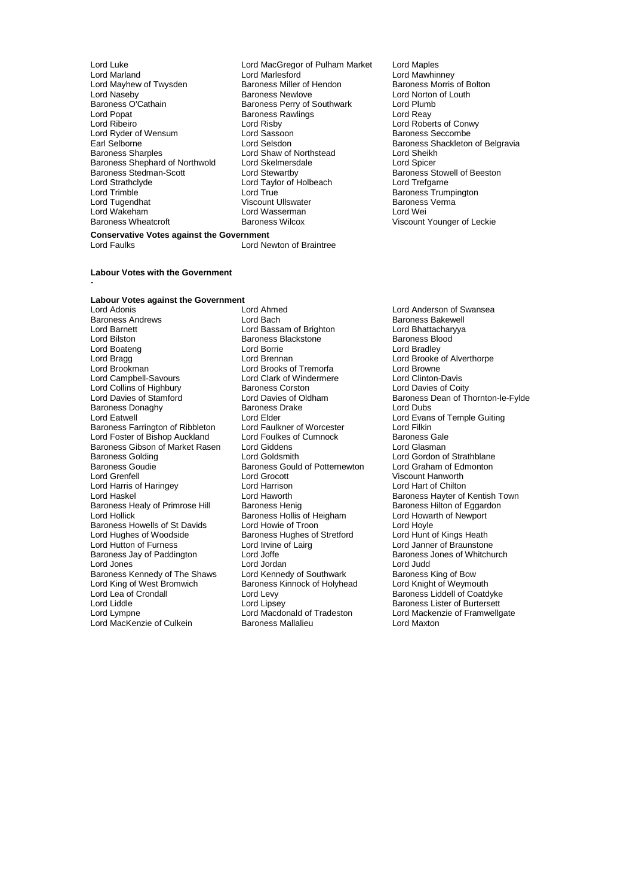Lord Luke
Lord MacGregor of Pulham Market
Lord Maples
Lord Marland
Lord Marlesford
Lord Mawhinney
Lord Mayhew of Twysden
Baroness Miller of Hendon
Baroness Morris of Bolton
Lord Naseby
Baroness Newlove
Lord Norton of Louth
Baroness O'Cathain
Baroness Perry of Southwark
Lord Plumb
Lord Popat
Baroness Rawlings
Lord Reay
Lord Ribeiro
Lord Risby
Lord Roberts of Conwy
Lord Ryder of Wensum
Lord Sassoon
Baroness Seccombe
Earl Selborne
Lord Selsdon
Baroness Shackleton of Belgravia
Baroness Sharples
Lord Shaw of Northstead
Lord Sheikh
Baroness Shephard of Northwold
Lord Skelmersdale
Lord Spicer
Baroness Stedman-Scott
Lord Stewartby
Baroness Stowell of Beeston
Lord Strathclyde
Lord Taylor of Holbeach
Lord Trefgarne
Lord Trimble
Lord True
Baroness Trumpington
Lord Tugendhat
Viscount Ullswater
Baroness Verma
Lord Wakeham
Lord Wasserman
Lord Wei
Baroness Wheatcroft
Baroness Wilcox
Viscount Younger of Leckie

**Conservative Votes against the Government**

Lord Faulks
Lord Newton of Braintree

**Labour Votes with the Government**

-

**Labour Votes against the Government**

Lord Adonis
Lord Ahmed
Lord Anderson of Swansea
Baroness Andrews
Lord Bach
Baroness Bakewell
Lord Barnett
Lord Bassam of Brighton
Lord Bhattacharyya
Lord Bilston
Baroness Blackstone
Baroness Blood
Lord Boateng
Lord Borrie
Lord Bradley
Lord Bragg
Lord Brennan
Lord Brooke of Alverthorpe
Lord Brookman
Lord Brooks of Tremorfa
Lord Browne
Lord Campbell-Savours
Lord Clark of Windermere
Lord Clinton-Davis
Lord Collins of Highbury
Baroness Corston
Lord Davies of Coity
Lord Davies of Stamford
Lord Davies of Oldham
Baroness Dean of Thornton-le-Fylde
Baroness Donaghy
Baroness Drake
Lord Dubs
Lord Eatwell
Lord Elder
Lord Evans of Temple Guiting
Baroness Farrington of Ribbleton
Lord Faulkner of Worcester
Lord Filkin
Lord Foster of Bishop Auckland
Lord Foulkes of Cumnock
Baroness Gale
Baroness Gibson of Market Rasen
Lord Giddens
Lord Glasman
Baroness Golding
Lord Goldsmith
Lord Gordon of Strathblane
Baroness Goudie
Baroness Gould of Potternewton
Lord Graham of Edmonton
Lord Grenfell
Lord Grocott
Viscount Hanworth
Lord Harris of Haringey
Lord Harrison
Lord Hart of Chilton
Lord Haskel
Lord Haworth
Baroness Hayter of Kentish Town
Baroness Healy of Primrose Hill
Baroness Henig
Baroness Hilton of Eggardon
Lord Hollick
Baroness Hollis of Heigham
Lord Howarth of Newport
Baroness Howells of St Davids
Lord Howie of Troon
Lord Hoyle
Lord Hughes of Woodside
Baroness Hughes of Stretford
Lord Hunt of Kings Heath
Lord Hutton of Furness
Lord Irvine of Lairg
Lord Janner of Braunstone
Baroness Jay of Paddington
Lord Joffe
Baroness Jones of Whitchurch
Lord Jones
Lord Jordan
Lord Judd
Baroness Kennedy of The Shaws
Lord Kennedy of Southwark
Baroness King of Bow
Lord King of West Bromwich
Baroness Kinnock of Holyhead
Lord Knight of Weymouth
Lord Lea of Crondall
Lord Levy
Baroness Liddell of Coatdyke
Lord Liddle
Lord Lipsey
Baroness Lister of Burtersett
Lord Lympne
Lord Macdonald of Tradeston
Lord Mackenzie of Framwellgate
Lord MacKenzie of Culkein
Baroness Mallalieu
Lord Maxton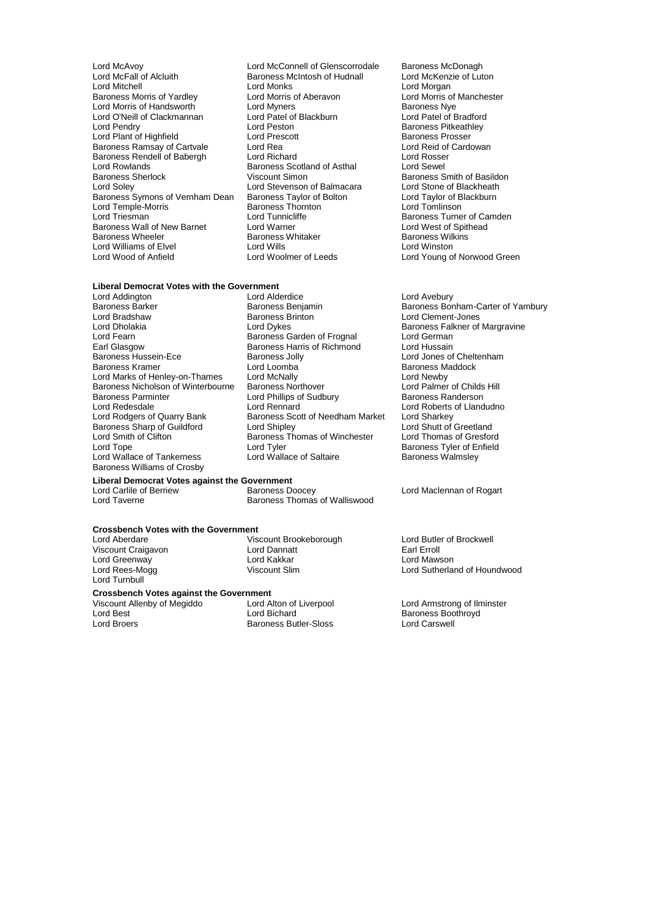Lord McAvoy
Lord McConnell of Glenscorrodale
Baroness McDonagh
Lord McFall of Alcluith
Baroness McIntosh of Hudnall
Lord McKenzie of Luton
Lord Mitchell
Lord Monks
Lord Morgan
Baroness Morris of Yardley
Lord Morris of Aberavon
Lord Morris of Manchester
Lord Morris of Handsworth
Lord Myners
Baroness Nye
Lord O'Neill of Clackmannan
Lord Patel of Blackburn
Lord Patel of Bradford
Lord Pendry
Lord Peston
Baroness Pitkeathley
Lord Plant of Highfield
Lord Prescott
Baroness Prosser
Baroness Ramsay of Cartvale
Lord Rea
Lord Reid of Cardowan
Baroness Rendell of Babergh
Lord Richard
Lord Rosser
Lord Rowlands
Baroness Scotland of Asthal
Lord Sewel
Baroness Sherlock
Viscount Simon
Baroness Smith of Basildon
Lord Soley
Lord Stevenson of Balmacara
Lord Stone of Blackheath
Baroness Symons of Vernham Dean
Baroness Taylor of Bolton
Lord Taylor of Blackburn
Lord Temple-Morris
Baroness Thornton
Lord Tomlinson
Lord Triesman
Lord Tunnicliffe
Baroness Turner of Camden
Baroness Wall of New Barnet
Lord Warner
Lord West of Spithead
Baroness Wheeler
Baroness Whitaker
Baroness Wilkins
Lord Williams of Elvel
Lord Wills
Lord Winston
Lord Wood of Anfield
Lord Woolmer of Leeds
Lord Young of Norwood Green

**Liberal Democrat Votes with the Government**

Lord Addington
Lord Alderdice
Lord Avebury
Baroness Barker
Baroness Benjamin
Baroness Bonham-Carter of Yarnbury
Lord Bradshaw
Baroness Brinton
Lord Clement-Jones
Lord Dholakia
Lord Dykes
Baroness Falkner of Margravine
Lord Fearn
Baroness Garden of Frognal
Lord German
Earl Glasgow
Baroness Harris of Richmond
Lord Hussain
Baroness Hussein-Ece
Baroness Jolly
Lord Jones of Cheltenham
Baroness Kramer
Lord Loomba
Baroness Maddock
Lord Marks of Henley-on-Thames
Lord McNally
Lord Newby
Baroness Nicholson of Winterbourne
Baroness Northover
Lord Palmer of Childs Hill
Baroness Parminter
Lord Phillips of Sudbury
Baroness Randerson
Lord Redesdale
Lord Rennard
Lord Roberts of Llandudno
Lord Rodgers of Quarry Bank
Baroness Scott of Needham Market
Lord Sharkey
Baroness Sharp of Guildford
Lord Shipley
Lord Shutt of Greetland
Lord Smith of Clifton
Baroness Thomas of Winchester
Lord Thomas of Gresford
Lord Tope
Lord Tyler
Baroness Tyler of Enfield
Lord Wallace of Tankerness
Lord Wallace of Saltaire
Baroness Walmsley
Baroness Williams of Crosby

**Liberal Democrat Votes against the Government**

Lord Carlile of Berriew
Baroness Doocey
Lord Maclennan of Rogart
Lord Taverne
Baroness Thomas of Walliswood

**Crossbench Votes with the Government**

Lord Aberdare
Viscount Brookeborough
Lord Butler of Brockwell
Viscount Craigavon
Lord Dannatt
Earl Erroll
Lord Greenway
Lord Kakkar
Lord Mawson
Lord Rees-Mogg
Viscount Slim
Lord Sutherland of Houndwood
Lord Turnbull

**Crossbench Votes against the Government**

Viscount Allenby of Megiddo
Lord Alton of Liverpool
Lord Armstrong of Ilminster
Lord Best
Lord Bichard
Baroness Boothroyd
Lord Broers
Baroness Butler-Sloss
Lord Carswell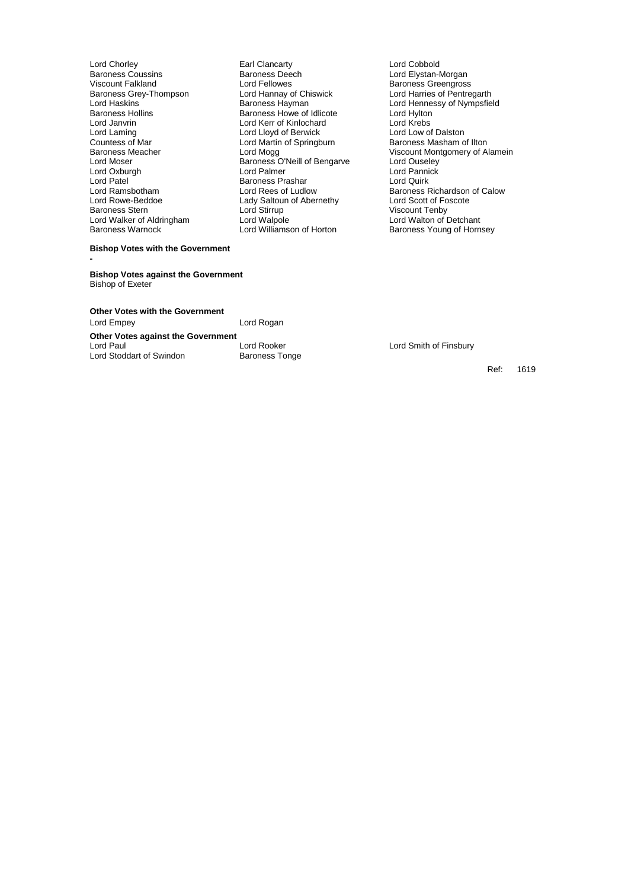Lord Chorley
Baroness Coussins
Viscount Falkland
Baroness Grey-Thompson
Lord Haskins
Baroness Hollins
Lord Janvrin
Lord Laming
Countess of Mar
Baroness Meacher
Lord Moser
Lord Oxburgh
Lord Patel
Lord Ramsbotham
Lord Rowe-Beddoe
Baroness Stern
Lord Walker of Aldringham
Baroness Warnock
Earl Clancarty
Baroness Deech
Lord Fellowes
Lord Hannay of Chiswick
Baroness Hayman
Baroness Howe of Idlicote
Lord Kerr of Kinlochard
Lord Lloyd of Berwick
Lord Martin of Springburn
Lord Mogg
Baroness O'Neill of Bengarve
Lord Palmer
Baroness Prashar
Lord Rees of Ludlow
Lady Saltoun of Abernethy
Lord Stirrup
Lord Walpole
Lord Williamson of Horton
Lord Cobbold
Lord Elystan-Morgan
Baroness Greengross
Lord Harries of Pentregarth
Lord Hennessy of Nympsfield
Lord Hylton
Lord Krebs
Lord Low of Dalston
Baroness Masham of Ilton
Viscount Montgomery of Alamein
Lord Ouseley
Lord Pannick
Lord Quirk
Baroness Richardson of Calow
Lord Scott of Foscote
Viscount Tenby
Lord Walton of Detchant
Baroness Young of Hornsey

**Bishop Votes with the Government**
-

**Bishop Votes against the Government**
Bishop of Exeter

**Other Votes with the Government**
Lord Empey
Lord Rogan

**Other Votes against the Government**
Lord Paul
Lord Stoddart of Swindon
Lord Rooker
Baroness Tonge
Lord Smith of Finsbury

Ref: 1619